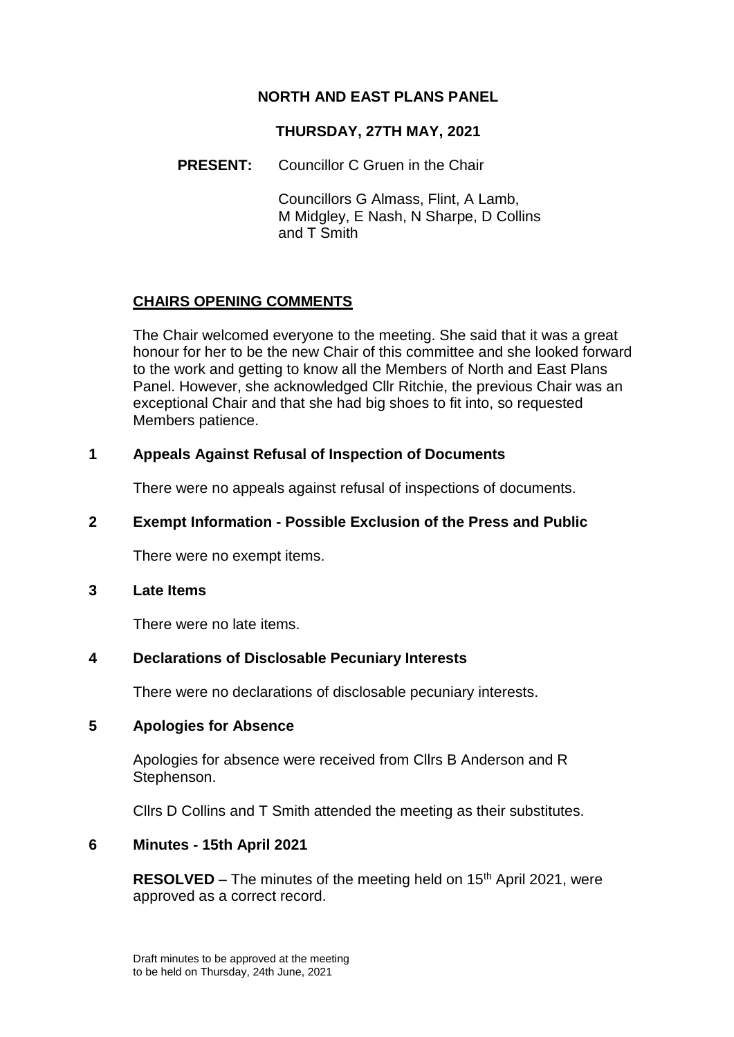# NORTH AND EAST PLANS PANEL

## THURSDAY, 27TH MAY, 2021

**PRESENT:** Councillor C Gruen in the Chair

Councillors G Almass, Flint, A Lamb, M Midgley, E Nash, N Sharpe, D Collins and T Smith

## CHAIRS OPENING COMMENTS

The Chair welcomed everyone to the meeting. She said that it was a great honour for her to be the new Chair of this committee and she looked forward to the work and getting to know all the Members of North and East Plans Panel. However, she acknowledged Cllr Ritchie, the previous Chair was an exceptional Chair and that she had big shoes to fit into, so requested Members patience.

### 1 Appeals Against Refusal of Inspection of Documents

There were no appeals against refusal of inspections of documents.

### 2 Exempt Information - Possible Exclusion of the Press and Public

There were no exempt items.

### 3 Late Items

There were no late items.

### 4 Declarations of Disclosable Pecuniary Interests

There were no declarations of disclosable pecuniary interests.

### 5 Apologies for Absence

Apologies for absence were received from Cllrs B Anderson and R Stephenson.

Cllrs D Collins and T Smith attended the meeting as their substitutes.

### 6 Minutes - 15th April 2021

**RESOLVED** – The minutes of the meeting held on 15th April 2021, were approved as a correct record.

Draft minutes to be approved at the meeting to be held on Thursday, 24th June, 2021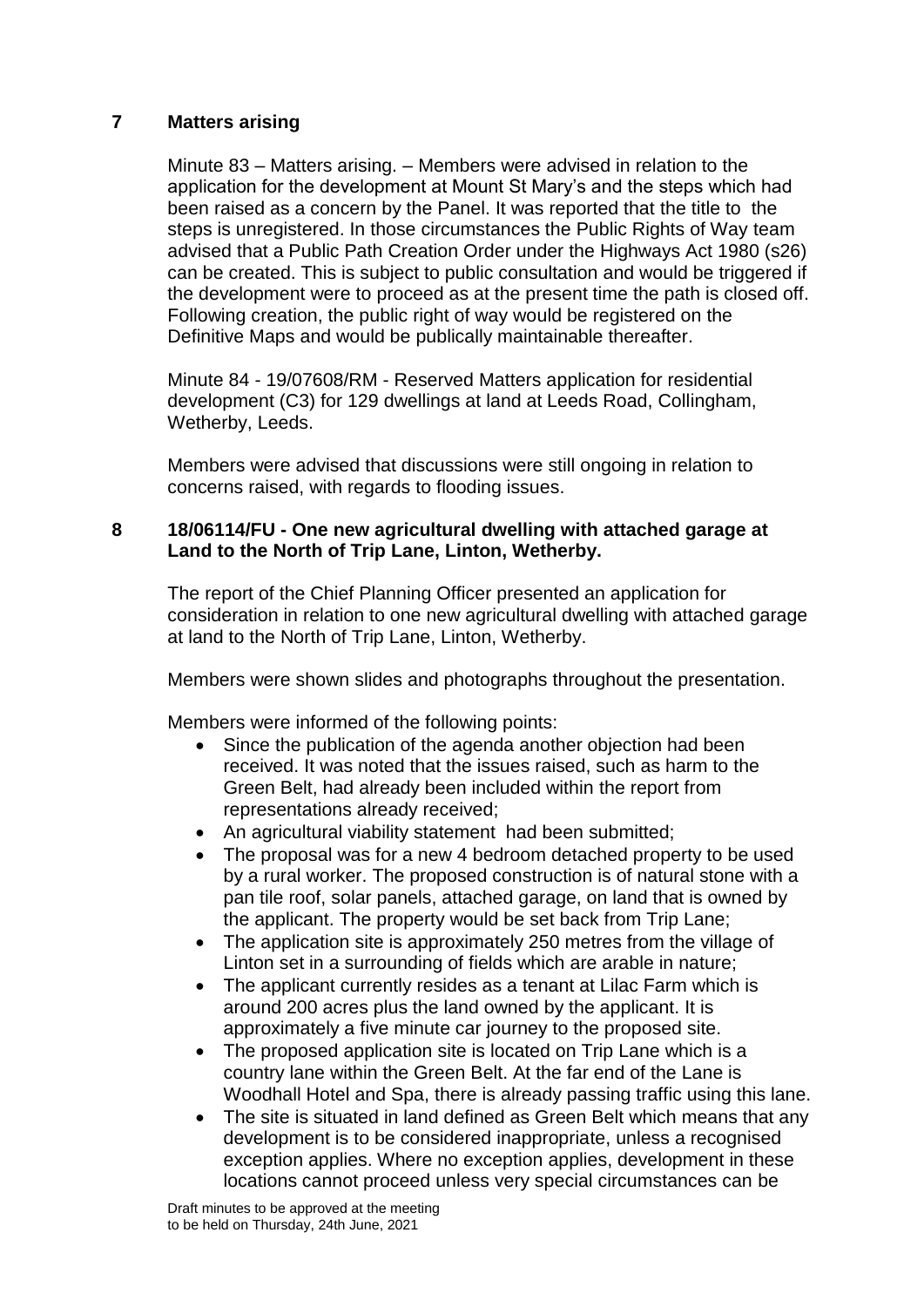## 7 Matters arising

Minute 83 – Matters arising. – Members were advised in relation to the application for the development at Mount St Mary's and the steps which had been raised as a concern by the Panel. It was reported that the title to the steps is unregistered. In those circumstances the Public Rights of Way team advised that a Public Path Creation Order under the Highways Act 1980 (s26) can be created. This is subject to public consultation and would be triggered if the development were to proceed as at the present time the path is closed off. Following creation, the public right of way would be registered on the Definitive Maps and would be publically maintainable thereafter.

Minute 84 - 19/07608/RM - Reserved Matters application for residential development (C3) for 129 dwellings at land at Leeds Road, Collingham, Wetherby, Leeds.

Members were advised that discussions were still ongoing in relation to concerns raised, with regards to flooding issues.

## 8 18/06114/FU - One new agricultural dwelling with attached garage at Land to the North of Trip Lane, Linton, Wetherby.

The report of the Chief Planning Officer presented an application for consideration in relation to one new agricultural dwelling with attached garage at land to the North of Trip Lane, Linton, Wetherby.

Members were shown slides and photographs throughout the presentation.

Members were informed of the following points:

- Since the publication of the agenda another objection had been received. It was noted that the issues raised, such as harm to the Green Belt, had already been included within the report from representations already received;
- An agricultural viability statement had been submitted;
- The proposal was for a new 4 bedroom detached property to be used by a rural worker. The proposed construction is of natural stone with a pan tile roof, solar panels, attached garage, on land that is owned by the applicant. The property would be set back from Trip Lane;
- The application site is approximately 250 metres from the village of Linton set in a surrounding of fields which are arable in nature;
- The applicant currently resides as a tenant at Lilac Farm which is around 200 acres plus the land owned by the applicant. It is approximately a five minute car journey to the proposed site.
- The proposed application site is located on Trip Lane which is a country lane within the Green Belt. At the far end of the Lane is Woodhall Hotel and Spa, there is already passing traffic using this lane.
- The site is situated in land defined as Green Belt which means that any development is to be considered inappropriate, unless a recognised exception applies. Where no exception applies, development in these locations cannot proceed unless very special circumstances can be

Draft minutes to be approved at the meeting to be held on Thursday, 24th June, 2021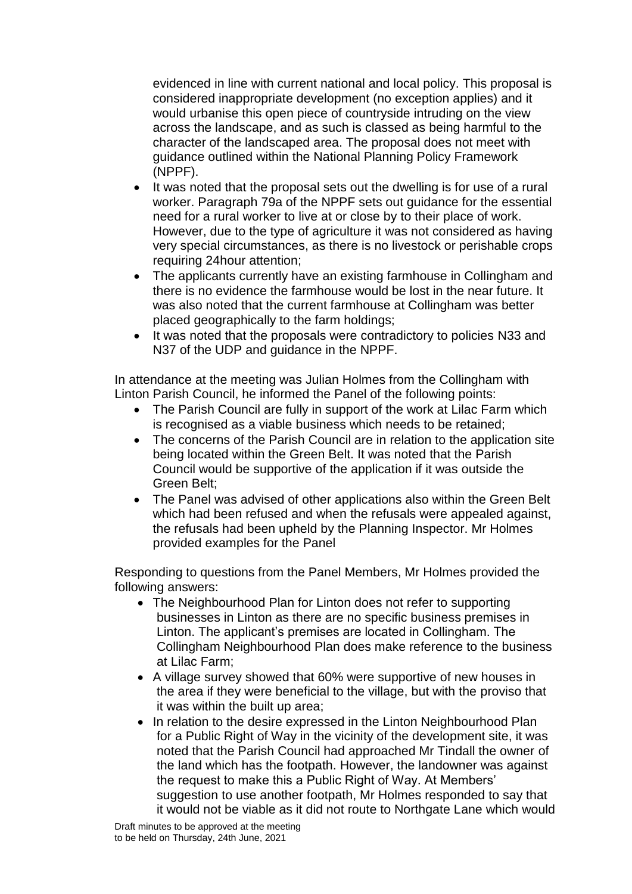evidenced in line with current national and local policy. This proposal is considered inappropriate development (no exception applies) and it would urbanise this open piece of countryside intruding on the view across the landscape, and as such is classed as being harmful to the character of the landscaped area. The proposal does not meet with guidance outlined within the National Planning Policy Framework (NPPF).

- It was noted that the proposal sets out the dwelling is for use of a rural worker. Paragraph 79a of the NPPF sets out guidance for the essential need for a rural worker to live at or close by to their place of work. However, due to the type of agriculture it was not considered as having very special circumstances, as there is no livestock or perishable crops requiring 24hour attention;
- The applicants currently have an existing farmhouse in Collingham and there is no evidence the farmhouse would be lost in the near future. It was also noted that the current farmhouse at Collingham was better placed geographically to the farm holdings;
- It was noted that the proposals were contradictory to policies N33 and N37 of the UDP and guidance in the NPPF.

In attendance at the meeting was Julian Holmes from the Collingham with Linton Parish Council, he informed the Panel of the following points:

- The Parish Council are fully in support of the work at Lilac Farm which is recognised as a viable business which needs to be retained;
- The concerns of the Parish Council are in relation to the application site being located within the Green Belt. It was noted that the Parish Council would be supportive of the application if it was outside the Green Belt;
- The Panel was advised of other applications also within the Green Belt which had been refused and when the refusals were appealed against, the refusals had been upheld by the Planning Inspector. Mr Holmes provided examples for the Panel

Responding to questions from the Panel Members, Mr Holmes provided the following answers:

- The Neighbourhood Plan for Linton does not refer to supporting businesses in Linton as there are no specific business premises in Linton. The applicant's premises are located in Collingham. The Collingham Neighbourhood Plan does make reference to the business at Lilac Farm;
- A village survey showed that 60% were supportive of new houses in the area if they were beneficial to the village, but with the proviso that it was within the built up area;
- In relation to the desire expressed in the Linton Neighbourhood Plan for a Public Right of Way in the vicinity of the development site, it was noted that the Parish Council had approached Mr Tindall the owner of the land which has the footpath. However, the landowner was against the request to make this a Public Right of Way. At Members' suggestion to use another footpath, Mr Holmes responded to say that it would not be viable as it did not route to Northgate Lane which would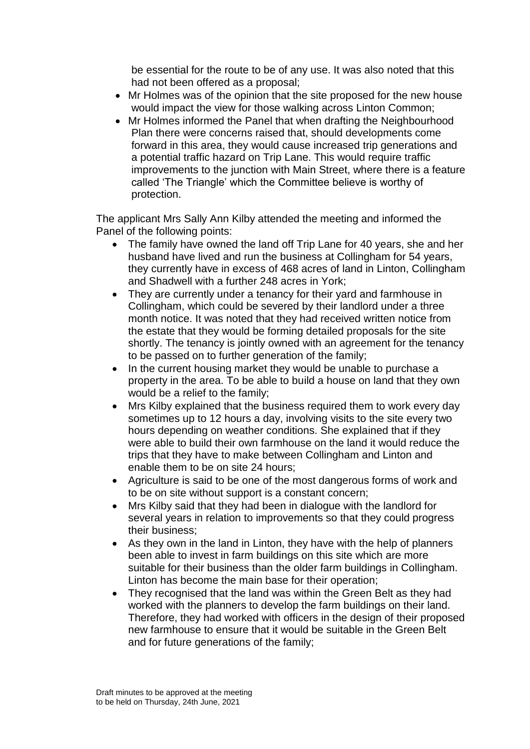be essential for the route to be of any use. It was also noted that this had not been offered as a proposal;

- Mr Holmes was of the opinion that the site proposed for the new house would impact the view for those walking across Linton Common;
- Mr Holmes informed the Panel that when drafting the Neighbourhood Plan there were concerns raised that, should developments come forward in this area, they would cause increased trip generations and a potential traffic hazard on Trip Lane. This would require traffic improvements to the junction with Main Street, where there is a feature called 'The Triangle' which the Committee believe is worthy of protection.

The applicant Mrs Sally Ann Kilby attended the meeting and informed the Panel of the following points:

- The family have owned the land off Trip Lane for 40 years, she and her husband have lived and run the business at Collingham for 54 years, they currently have in excess of 468 acres of land in Linton, Collingham and Shadwell with a further 248 acres in York;
- They are currently under a tenancy for their yard and farmhouse in Collingham, which could be severed by their landlord under a three month notice. It was noted that they had received written notice from the estate that they would be forming detailed proposals for the site shortly. The tenancy is jointly owned with an agreement for the tenancy to be passed on to further generation of the family;
- In the current housing market they would be unable to purchase a property in the area. To be able to build a house on land that they own would be a relief to the family;
- Mrs Kilby explained that the business required them to work every day sometimes up to 12 hours a day, involving visits to the site every two hours depending on weather conditions. She explained that if they were able to build their own farmhouse on the land it would reduce the trips that they have to make between Collingham and Linton and enable them to be on site 24 hours;
- Agriculture is said to be one of the most dangerous forms of work and to be on site without support is a constant concern;
- Mrs Kilby said that they had been in dialogue with the landlord for several years in relation to improvements so that they could progress their business;
- As they own in the land in Linton, they have with the help of planners been able to invest in farm buildings on this site which are more suitable for their business than the older farm buildings in Collingham. Linton has become the main base for their operation;
- They recognised that the land was within the Green Belt as they had worked with the planners to develop the farm buildings on their land. Therefore, they had worked with officers in the design of their proposed new farmhouse to ensure that it would be suitable in the Green Belt and for future generations of the family;

Draft minutes to be approved at the meeting to be held on Thursday, 24th June, 2021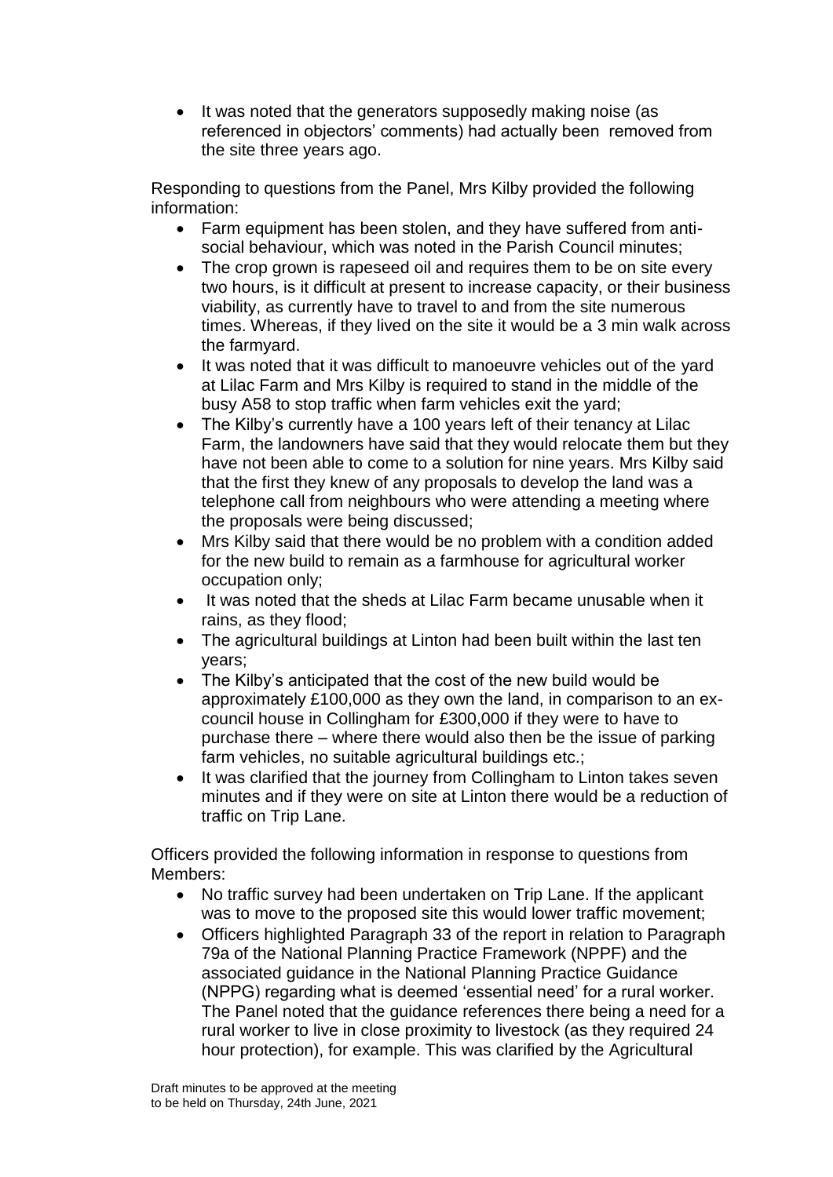- It was noted that the generators supposedly making noise (as referenced in objectors' comments) had actually been removed from the site three years ago.

Responding to questions from the Panel, Mrs Kilby provided the following information:

- Farm equipment has been stolen, and they have suffered from anti-social behaviour, which was noted in the Parish Council minutes;
- The crop grown is rapeseed oil and requires them to be on site every two hours, is it difficult at present to increase capacity, or their business viability, as currently have to travel to and from the site numerous times. Whereas, if they lived on the site it would be a 3 min walk across the farmyard.
- It was noted that it was difficult to manoeuvre vehicles out of the yard at Lilac Farm and Mrs Kilby is required to stand in the middle of the busy A58 to stop traffic when farm vehicles exit the yard;
- The Kilby's currently have a 100 years left of their tenancy at Lilac Farm, the landowners have said that they would relocate them but they have not been able to come to a solution for nine years. Mrs Kilby said that the first they knew of any proposals to develop the land was a telephone call from neighbours who were attending a meeting where the proposals were being discussed;
- Mrs Kilby said that there would be no problem with a condition added for the new build to remain as a farmhouse for agricultural worker occupation only;
- It was noted that the sheds at Lilac Farm became unusable when it rains, as they flood;
- The agricultural buildings at Linton had been built within the last ten years;
- The Kilby's anticipated that the cost of the new build would be approximately £100,000 as they own the land, in comparison to an ex-council house in Collingham for £300,000 if they were to have to purchase there – where there would also then be the issue of parking farm vehicles, no suitable agricultural buildings etc.;
- It was clarified that the journey from Collingham to Linton takes seven minutes and if they were on site at Linton there would be a reduction of traffic on Trip Lane.

Officers provided the following information in response to questions from Members:

- No traffic survey had been undertaken on Trip Lane. If the applicant was to move to the proposed site this would lower traffic movement;
- Officers highlighted Paragraph 33 of the report in relation to Paragraph 79a of the National Planning Practice Framework (NPPF) and the associated guidance in the National Planning Practice Guidance (NPPG) regarding what is deemed 'essential need' for a rural worker. The Panel noted that the guidance references there being a need for a rural worker to live in close proximity to livestock (as they required 24 hour protection), for example. This was clarified by the Agricultural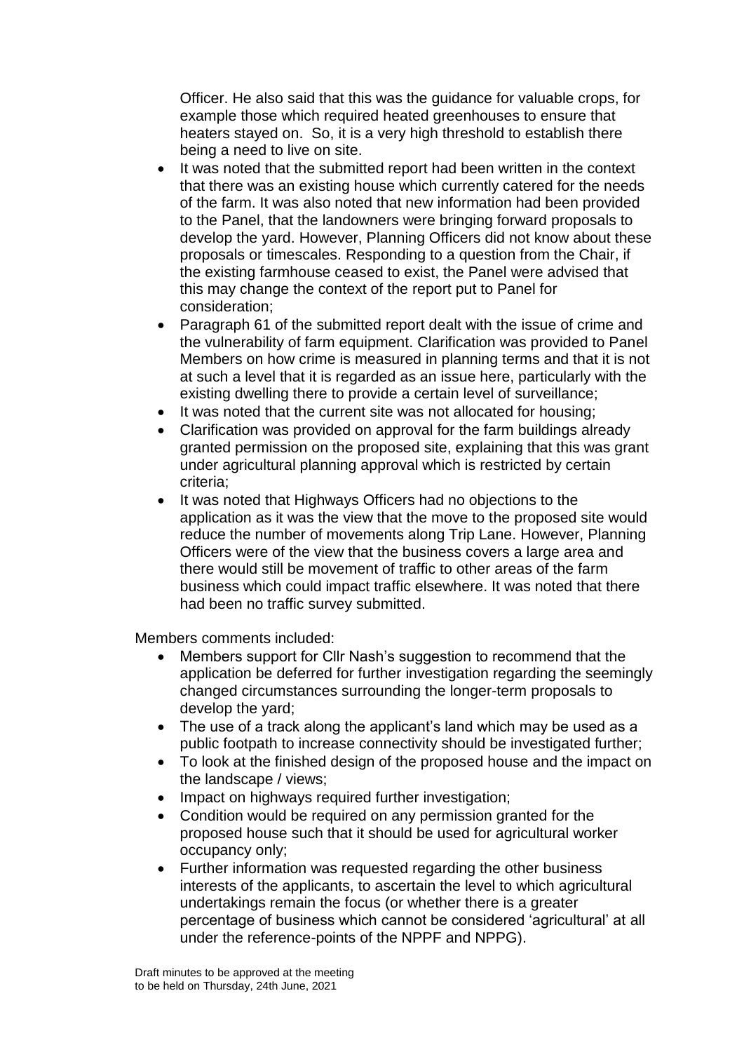Officer. He also said that this was the guidance for valuable crops, for example those which required heated greenhouses to ensure that heaters stayed on. So, it is a very high threshold to establish there being a need to live on site.

- It was noted that the submitted report had been written in the context that there was an existing house which currently catered for the needs of the farm. It was also noted that new information had been provided to the Panel, that the landowners were bringing forward proposals to develop the yard. However, Planning Officers did not know about these proposals or timescales. Responding to a question from the Chair, if the existing farmhouse ceased to exist, the Panel were advised that this may change the context of the report put to Panel for consideration;
- Paragraph 61 of the submitted report dealt with the issue of crime and the vulnerability of farm equipment. Clarification was provided to Panel Members on how crime is measured in planning terms and that it is not at such a level that it is regarded as an issue here, particularly with the existing dwelling there to provide a certain level of surveillance;
- It was noted that the current site was not allocated for housing;
- Clarification was provided on approval for the farm buildings already granted permission on the proposed site, explaining that this was grant under agricultural planning approval which is restricted by certain criteria;
- It was noted that Highways Officers had no objections to the application as it was the view that the move to the proposed site would reduce the number of movements along Trip Lane. However, Planning Officers were of the view that the business covers a large area and there would still be movement of traffic to other areas of the farm business which could impact traffic elsewhere. It was noted that there had been no traffic survey submitted.

Members comments included:

- Members support for Cllr Nash's suggestion to recommend that the application be deferred for further investigation regarding the seemingly changed circumstances surrounding the longer-term proposals to develop the yard;
- The use of a track along the applicant's land which may be used as a public footpath to increase connectivity should be investigated further;
- To look at the finished design of the proposed house and the impact on the landscape / views;
- Impact on highways required further investigation;
- Condition would be required on any permission granted for the proposed house such that it should be used for agricultural worker occupancy only;
- Further information was requested regarding the other business interests of the applicants, to ascertain the level to which agricultural undertakings remain the focus (or whether there is a greater percentage of business which cannot be considered 'agricultural' at all under the reference-points of the NPPF and NPPG).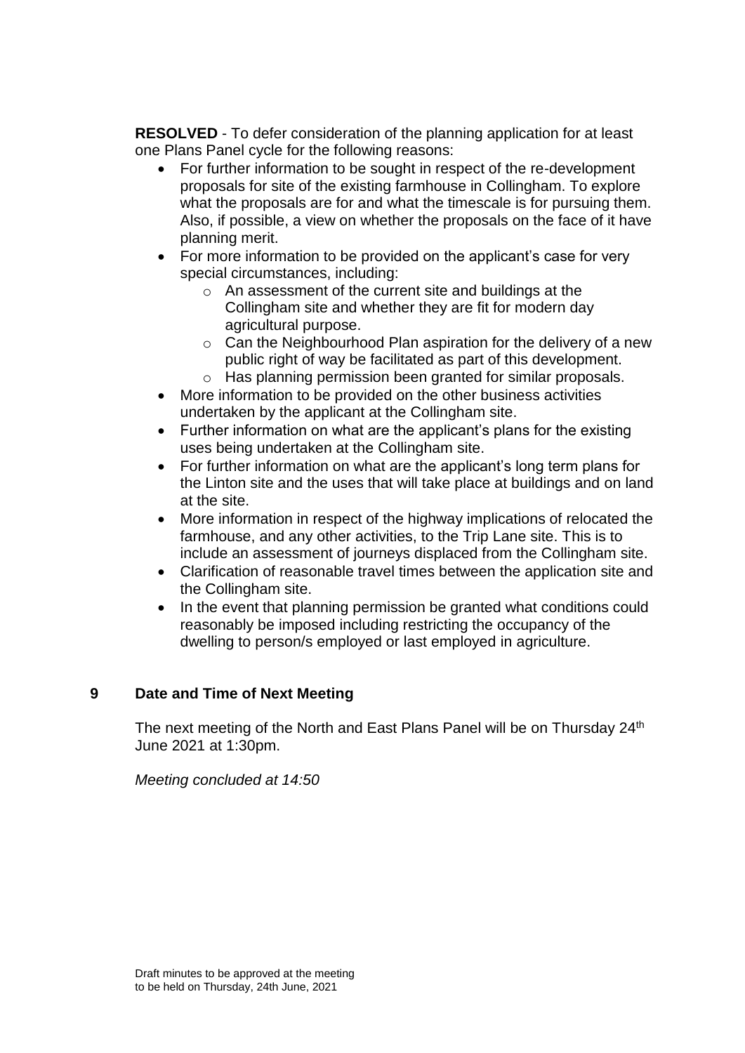**RESOLVED** - To defer consideration of the planning application for at least one Plans Panel cycle for the following reasons:

- For further information to be sought in respect of the re-development proposals for site of the existing farmhouse in Collingham. To explore what the proposals are for and what the timescale is for pursuing them. Also, if possible, a view on whether the proposals on the face of it have planning merit.
- For more information to be provided on the applicant's case for very special circumstances, including:
    - An assessment of the current site and buildings at the Collingham site and whether they are fit for modern day agricultural purpose.
    - Can the Neighbourhood Plan aspiration for the delivery of a new public right of way be facilitated as part of this development.
    - Has planning permission been granted for similar proposals.
- More information to be provided on the other business activities undertaken by the applicant at the Collingham site.
- Further information on what are the applicant's plans for the existing uses being undertaken at the Collingham site.
- For further information on what are the applicant's long term plans for the Linton site and the uses that will take place at buildings and on land at the site.
- More information in respect of the highway implications of relocated the farmhouse, and any other activities, to the Trip Lane site. This is to include an assessment of journeys displaced from the Collingham site.
- Clarification of reasonable travel times between the application site and the Collingham site.
- In the event that planning permission be granted what conditions could reasonably be imposed including restricting the occupancy of the dwelling to person/s employed or last employed in agriculture.

## 9 Date and Time of Next Meeting

The next meeting of the North and East Plans Panel will be on Thursday 24th June 2021 at 1:30pm.

*Meeting concluded at 14:50*

Draft minutes to be approved at the meeting to be held on Thursday, 24th June, 2021